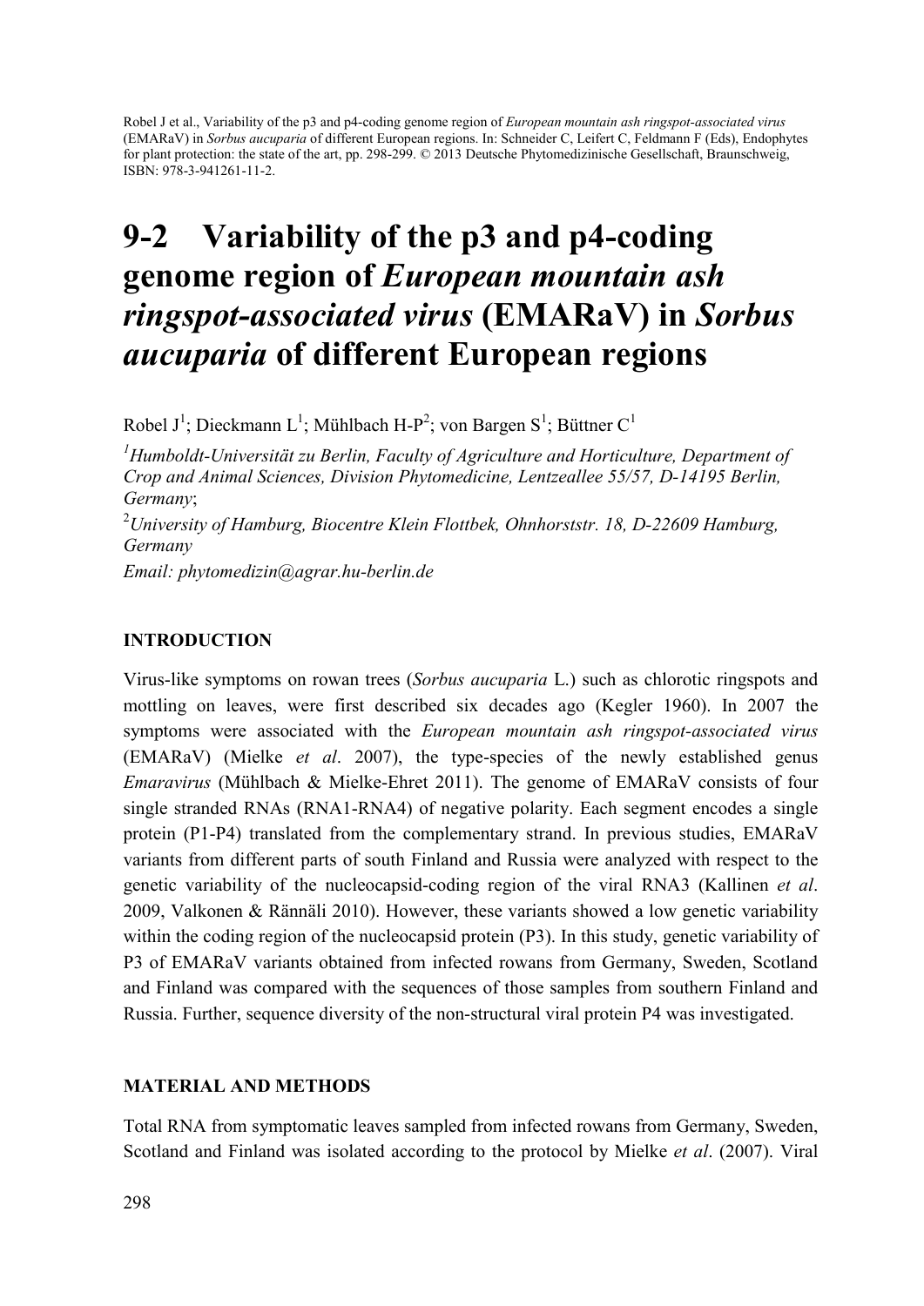Robel J et al., Variability of the p3 and p4-coding genome region of *European mountain ash ringspot-associated virus* (EMARaV) in *Sorbus aucuparia* of different European regions. In: Schneider C, Leifert C, Feldmann F (Eds), Endophytes for plant protection: the state of the art, pp. 298-299. © 2013 Deutsche Phytomedizinische Gesellschaft, Braunschweig, ISBN: 978-3-941261-11-2.

# 9-2 Variability of the p3 and p4-coding genome region of *European mountain ash ringspot-associated virus* (EMARaV) in *Sorbus aucuparia* of different European regions

Robel J[1]; Dieckmann L[1]; Mühlbach H-P[2]; von Bargen S[1]; Büttner C[1]

[1]*Humboldt-Universität zu Berlin, Faculty of Agriculture and Horticulture, Department of Crop and Animal Sciences, Division Phytomedicine, Lentzeallee 55/57, D-14195 Berlin, Germany*;

[2]*University of Hamburg, Biocentre Klein Flottbek, Ohnhorststr. 18, D-22609 Hamburg, Germany*

*Email: phytomedizin@agrar.hu-berlin.de*

## INTRODUCTION

Virus-like symptoms on rowan trees (*Sorbus aucuparia* L.) such as chlorotic ringspots and mottling on leaves, were first described six decades ago (Kegler 1960). In 2007 the symptoms were associated with the *European mountain ash ringspot-associated virus* (EMARaV) (Mielke *et al*. 2007), the type-species of the newly established genus *Emaravirus* (Mühlbach & Mielke-Ehret 2011). The genome of EMARaV consists of four single stranded RNAs (RNA1-RNA4) of negative polarity. Each segment encodes a single protein (P1-P4) translated from the complementary strand. In previous studies, EMARaV variants from different parts of south Finland and Russia were analyzed with respect to the genetic variability of the nucleocapsid-coding region of the viral RNA3 (Kallinen *et al*. 2009, Valkonen & Rännäli 2010). However, these variants showed a low genetic variability within the coding region of the nucleocapsid protein (P3). In this study, genetic variability of P3 of EMARaV variants obtained from infected rowans from Germany, Sweden, Scotland and Finland was compared with the sequences of those samples from southern Finland and Russia. Further, sequence diversity of the non-structural viral protein P4 was investigated.

## MATERIAL AND METHODS

Total RNA from symptomatic leaves sampled from infected rowans from Germany, Sweden, Scotland and Finland was isolated according to the protocol by Mielke *et al*. (2007). Viral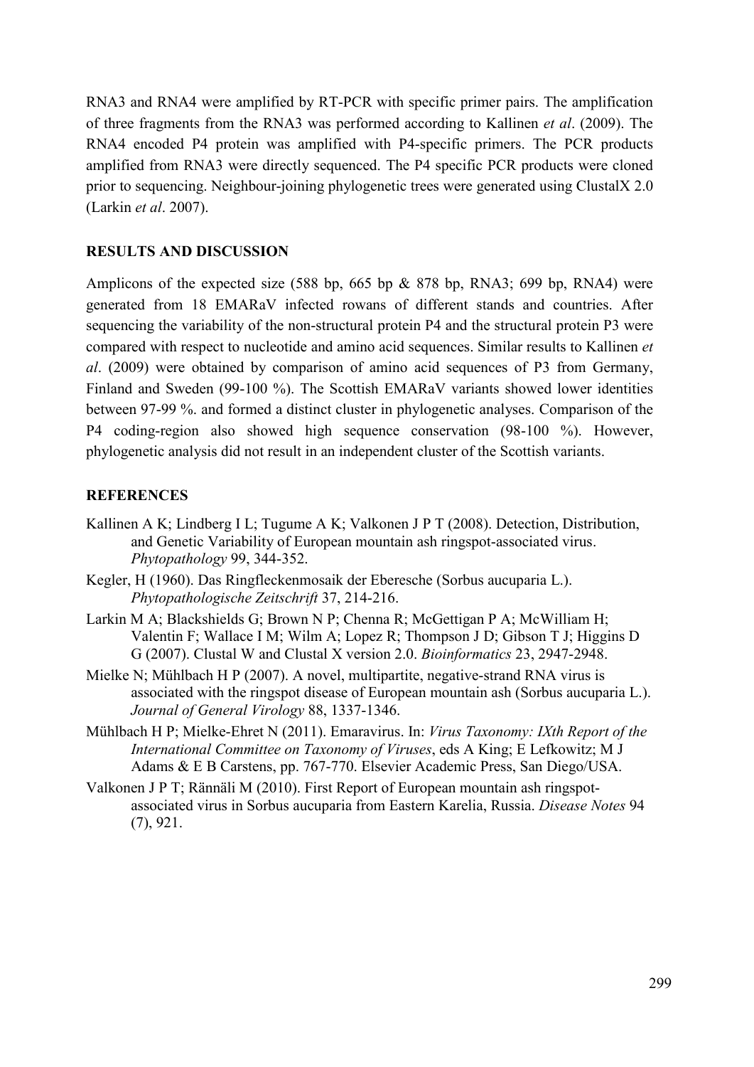RNA3 and RNA4 were amplified by RT-PCR with specific primer pairs. The amplification of three fragments from the RNA3 was performed according to Kallinen *et al*. (2009). The RNA4 encoded P4 protein was amplified with P4-specific primers. The PCR products amplified from RNA3 were directly sequenced. The P4 specific PCR products were cloned prior to sequencing. Neighbour-joining phylogenetic trees were generated using ClustalX 2.0 (Larkin *et al*. 2007).

## RESULTS AND DISCUSSION

Amplicons of the expected size (588 bp, 665 bp & 878 bp, RNA3; 699 bp, RNA4) were generated from 18 EMARaV infected rowans of different stands and countries. After sequencing the variability of the non-structural protein P4 and the structural protein P3 were compared with respect to nucleotide and amino acid sequences. Similar results to Kallinen *et al*. (2009) were obtained by comparison of amino acid sequences of P3 from Germany, Finland and Sweden (99-100 %). The Scottish EMARaV variants showed lower identities between 97-99 %. and formed a distinct cluster in phylogenetic analyses. Comparison of the P4 coding-region also showed high sequence conservation (98-100 %). However, phylogenetic analysis did not result in an independent cluster of the Scottish variants.

## REFERENCES

Kallinen A K; Lindberg I L; Tugume A K; Valkonen J P T (2008). Detection, Distribution, and Genetic Variability of European mountain ash ringspot-associated virus. *Phytopathology* 99, 344-352.

Kegler, H (1960). Das Ringfleckenmosaik der Eberesche (Sorbus aucuparia L.). *Phytopathologische Zeitschrift* 37, 214-216.

Larkin M A; Blackshields G; Brown N P; Chenna R; McGettigan P A; McWilliam H; Valentin F; Wallace I M; Wilm A; Lopez R; Thompson J D; Gibson T J; Higgins D G (2007). Clustal W and Clustal X version 2.0. *Bioinformatics* 23, 2947-2948.

Mielke N; Mühlbach H P (2007). A novel, multipartite, negative-strand RNA virus is associated with the ringspot disease of European mountain ash (Sorbus aucuparia L.). *Journal of General Virology* 88, 1337-1346.

Mühlbach H P; Mielke-Ehret N (2011). Emaravirus. In: *Virus Taxonomy: IXth Report of the International Committee on Taxonomy of Viruses*, eds A King; E Lefkowitz; M J Adams & E B Carstens, pp. 767-770. Elsevier Academic Press, San Diego/USA.

Valkonen J P T; Rännäli M (2010). First Report of European mountain ash ringspot-associated virus in Sorbus aucuparia from Eastern Karelia, Russia. *Disease Notes* 94 (7), 921.